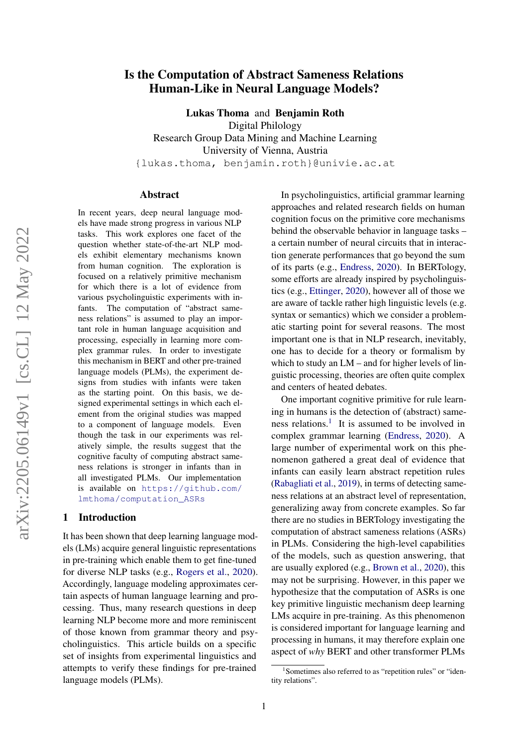# Is the Computation of Abstract Sameness Relations Human-Like in Neural Language Models?

**Lukas Thoma** and **Benjamin Roth**
Digital Philology
Research Group Data Mining and Machine Learning
University of Vienna, Austria
{lukas.thoma, benjamin.roth}@univie.ac.at

## Abstract

In recent years, deep neural language models have made strong progress in various NLP tasks. This work explores one facet of the question whether state-of-the-art NLP models exhibit elementary mechanisms known from human cognition. The exploration is focused on a relatively primitive mechanism for which there is a lot of evidence from various psycholinguistic experiments with infants. The computation of "abstract sameness relations" is assumed to play an important role in human language acquisition and processing, especially in learning more complex grammar rules. In order to investigate this mechanism in BERT and other pre-trained language models (PLMs), the experiment designs from studies with infants were taken as the starting point. On this basis, we designed experimental settings in which each element from the original studies was mapped to a component of language models. Even though the task in our experiments was relatively simple, the results suggest that the cognitive faculty of computing abstract sameness relations is stronger in infants than in all investigated PLMs. Our implementation is available on https://github.com/lmthoma/computation_ASRs

## 1 Introduction

It has been shown that deep learning language models (LMs) acquire general linguistic representations in pre-training which enable them to get fine-tuned for diverse NLP tasks (e.g., Rogers et al., 2020). Accordingly, language modeling approximates certain aspects of human language learning and processing. Thus, many research questions in deep learning NLP become more and more reminiscent of those known from grammar theory and psycholinguistics. This article builds on a specific set of insights from experimental linguistics and attempts to verify these findings for pre-trained language models (PLMs).

In psycholinguistics, artificial grammar learning approaches and related research fields on human cognition focus on the primitive core mechanisms behind the observable behavior in language tasks – a certain number of neural circuits that in interaction generate performances that go beyond the sum of its parts (e.g., Endress, 2020). In BERTology, some efforts are already inspired by psycholinguistics (e.g., Ettinger, 2020), however all of those we are aware of tackle rather high linguistic levels (e.g. syntax or semantics) which we consider a problematic starting point for several reasons. The most important one is that in NLP research, inevitably, one has to decide for a theory or formalism by which to study an LM – and for higher levels of linguistic processing, theories are often quite complex and centers of heated debates.

One important cognitive primitive for rule learning in humans is the detection of (abstract) sameness relations.[1] It is assumed to be involved in complex grammar learning (Endress, 2020). A large number of experimental work on this phenomenon gathered a great deal of evidence that infants can easily learn abstract repetition rules (Rabagliati et al., 2019), in terms of detecting sameness relations at an abstract level of representation, generalizing away from concrete examples. So far there are no studies in BERTology investigating the computation of abstract sameness relations (ASRs) in PLMs. Considering the high-level capabilities of the models, such as question answering, that are usually explored (e.g., Brown et al., 2020), this may not be surprising. However, in this paper we hypothesize that the computation of ASRs is one key primitive linguistic mechanism deep learning LMs acquire in pre-training. As this phenomenon is considered important for language learning and processing in humans, it may therefore explain one aspect of *why* BERT and other transformer PLMs

[1] Sometimes also referred to as "repetition rules" or "identity relations".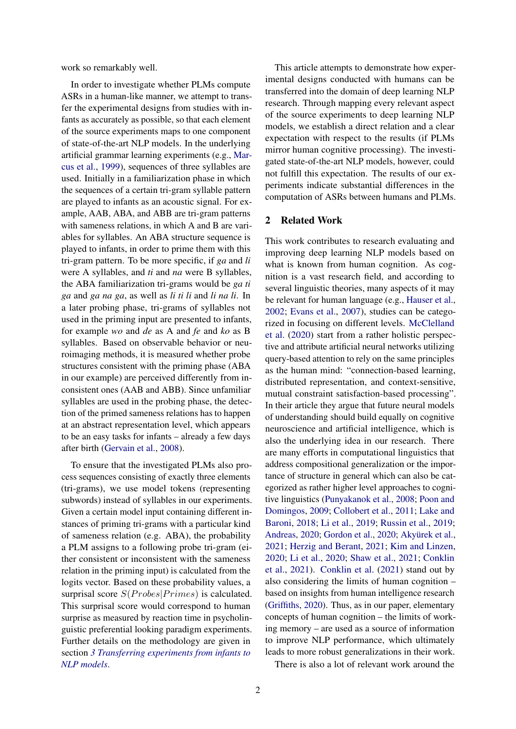work so remarkably well.

In order to investigate whether PLMs compute ASRs in a human-like manner, we attempt to transfer the experimental designs from studies with infants as accurately as possible, so that each element of the source experiments maps to one component of state-of-the-art NLP models. In the underlying artificial grammar learning experiments (e.g., Marcus et al., 1999), sequences of three syllables are used. Initially in a familiarization phase in which the sequences of a certain tri-gram syllable pattern are played to infants as an acoustic signal. For example, AAB, ABA, and ABB are tri-gram patterns with sameness relations, in which A and B are variables for syllables. An ABA structure sequence is played to infants, in order to prime them with this tri-gram pattern. To be more specific, if *ga* and *li* were A syllables, and *ti* and *na* were B syllables, the ABA familiarization tri-grams would be *ga ti ga* and *ga na ga*, as well as *li ti li* and *li na li*. In a later probing phase, tri-grams of syllables not used in the priming input are presented to infants, for example *wo* and *de* as A and *fe* and *ko* as B syllables. Based on observable behavior or neuroimaging methods, it is measured whether probe structures consistent with the priming phase (ABA in our example) are perceived differently from inconsistent ones (AAB and ABB). Since unfamiliar syllables are used in the probing phase, the detection of the primed sameness relations has to happen at an abstract representation level, which appears to be an easy tasks for infants – already a few days after birth (Gervain et al., 2008).

To ensure that the investigated PLMs also process sequences consisting of exactly three elements (tri-grams), we use model tokens (representing subwords) instead of syllables in our experiments. Given a certain model input containing different instances of priming tri-grams with a particular kind of sameness relation (e.g. ABA), the probability a PLM assigns to a following probe tri-gram (either consistent or inconsistent with the sameness relation in the priming input) is calculated from the logits vector. Based on these probability values, a surprisal score $S(Probes|Primes)$ is calculated. This surprisal score would correspond to human surprise as measured by reaction time in psycholinguistic preferential looking paradigm experiments. Further details on the methodology are given in section *3 Transferring experiments from infants to NLP models*.

This article attempts to demonstrate how experimental designs conducted with humans can be transferred into the domain of deep learning NLP research. Through mapping every relevant aspect of the source experiments to deep learning NLP models, we establish a direct relation and a clear expectation with respect to the results (if PLMs mirror human cognitive processing). The investigated state-of-the-art NLP models, however, could not fulfill this expectation. The results of our experiments indicate substantial differences in the computation of ASRs between humans and PLMs.

## 2 Related Work

This work contributes to research evaluating and improving deep learning NLP models based on what is known from human cognition. As cognition is a vast research field, and according to several linguistic theories, many aspects of it may be relevant for human language (e.g., Hauser et al., 2002; Evans et al., 2007), studies can be categorized in focusing on different levels. McClelland et al. (2020) start from a rather holistic perspective and attribute artificial neural networks utilizing query-based attention to rely on the same principles as the human mind: "connection-based learning, distributed representation, and context-sensitive, mutual constraint satisfaction-based processing". In their article they argue that future neural models of understanding should build equally on cognitive neuroscience and artificial intelligence, which is also the underlying idea in our research. There are many efforts in computational linguistics that address compositional generalization or the importance of structure in general which can also be categorized as rather higher level approaches to cognitive linguistics (Punyakanok et al., 2008; Poon and Domingos, 2009; Collobert et al., 2011; Lake and Baroni, 2018; Li et al., 2019; Russin et al., 2019; Andreas, 2020; Gordon et al., 2020; Akyürek et al., 2021; Herzig and Berant, 2021; Kim and Linzen, 2020; Li et al., 2020; Shaw et al., 2021; Conklin et al., 2021). Conklin et al. (2021) stand out by also considering the limits of human cognition – based on insights from human intelligence research (Griffiths, 2020). Thus, as in our paper, elementary concepts of human cognition – the limits of working memory – are used as a source of information to improve NLP performance, which ultimately leads to more robust generalizations in their work.

There is also a lot of relevant work around the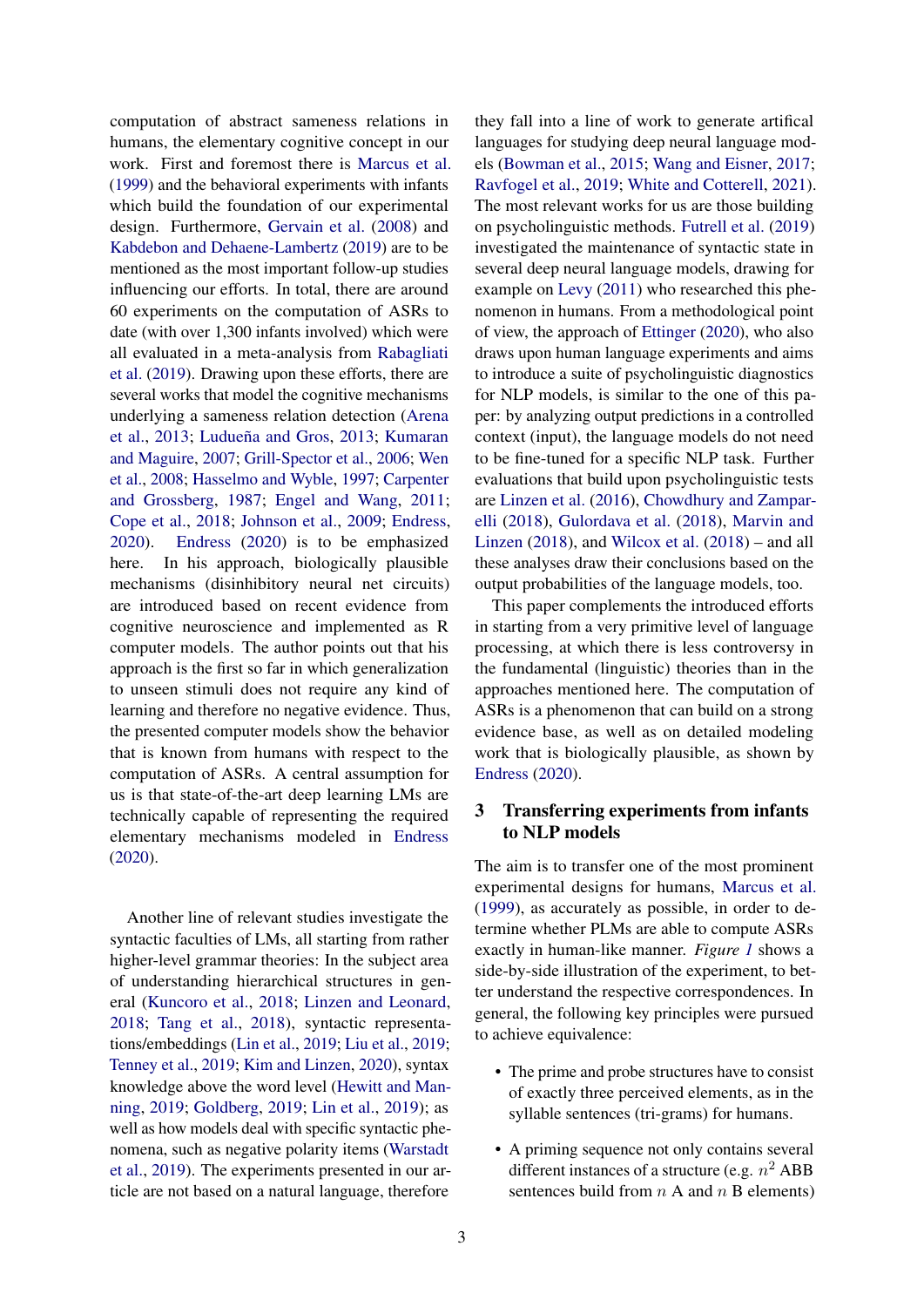computation of abstract sameness relations in humans, the elementary cognitive concept in our work. First and foremost there is Marcus et al. (1999) and the behavioral experiments with infants which build the foundation of our experimental design. Furthermore, Gervain et al. (2008) and Kabdebon and Dehaene-Lambertz (2019) are to be mentioned as the most important follow-up studies influencing our efforts. In total, there are around 60 experiments on the computation of ASRs to date (with over 1,300 infants involved) which were all evaluated in a meta-analysis from Rabagliati et al. (2019). Drawing upon these efforts, there are several works that model the cognitive mechanisms underlying a sameness relation detection (Arena et al., 2013; Ludueña and Gros, 2013; Kumaran and Maguire, 2007; Grill-Spector et al., 2006; Wen et al., 2008; Hasselmo and Wyble, 1997; Carpenter and Grossberg, 1987; Engel and Wang, 2011; Cope et al., 2018; Johnson et al., 2009; Endress, 2020). Endress (2020) is to be emphasized here. In his approach, biologically plausible mechanisms (disinhibitory neural net circuits) are introduced based on recent evidence from cognitive neuroscience and implemented as R computer models. The author points out that his approach is the first so far in which generalization to unseen stimuli does not require any kind of learning and therefore no negative evidence. Thus, the presented computer models show the behavior that is known from humans with respect to the computation of ASRs. A central assumption for us is that state-of-the-art deep learning LMs are technically capable of representing the required elementary mechanisms modeled in Endress (2020).

Another line of relevant studies investigate the syntactic faculties of LMs, all starting from rather higher-level grammar theories: In the subject area of understanding hierarchical structures in general (Kuncoro et al., 2018; Linzen and Leonard, 2018; Tang et al., 2018), syntactic representations/embeddings (Lin et al., 2019; Liu et al., 2019; Tenney et al., 2019; Kim and Linzen, 2020), syntax knowledge above the word level (Hewitt and Manning, 2019; Goldberg, 2019; Lin et al., 2019); as well as how models deal with specific syntactic phenomena, such as negative polarity items (Warstadt et al., 2019). The experiments presented in our article are not based on a natural language, therefore they fall into a line of work to generate artifical languages for studying deep neural language models (Bowman et al., 2015; Wang and Eisner, 2017; Ravfogel et al., 2019; White and Cotterell, 2021). The most relevant works for us are those building on psycholinguistic methods. Futrell et al. (2019) investigated the maintenance of syntactic state in several deep neural language models, drawing for example on Levy (2011) who researched this phenomenon in humans. From a methodological point of view, the approach of Ettinger (2020), who also draws upon human language experiments and aims to introduce a suite of psycholinguistic diagnostics for NLP models, is similar to the one of this paper: by analyzing output predictions in a controlled context (input), the language models do not need to be fine-tuned for a specific NLP task. Further evaluations that build upon psycholinguistic tests are Linzen et al. (2016), Chowdhury and Zamparelli (2018), Gulordava et al. (2018), Marvin and Linzen (2018), and Wilcox et al. (2018) – and all these analyses draw their conclusions based on the output probabilities of the language models, too.

This paper complements the introduced efforts in starting from a very primitive level of language processing, at which there is less controversy in the fundamental (linguistic) theories than in the approaches mentioned here. The computation of ASRs is a phenomenon that can build on a strong evidence base, as well as on detailed modeling work that is biologically plausible, as shown by Endress (2020).

## 3 Transferring experiments from infants to NLP models

The aim is to transfer one of the most prominent experimental designs for humans, Marcus et al. (1999), as accurately as possible, in order to determine whether PLMs are able to compute ASRs exactly in human-like manner. *Figure 1* shows a side-by-side illustration of the experiment, to better understand the respective correspondences. In general, the following key principles were pursued to achieve equivalence:

- The prime and probe structures have to consist of exactly three perceived elements, as in the syllable sentences (tri-grams) for humans.
- A priming sequence not only contains several different instances of a structure (e.g. $n^2$ ABB sentences build from $n$ A and $n$ B elements)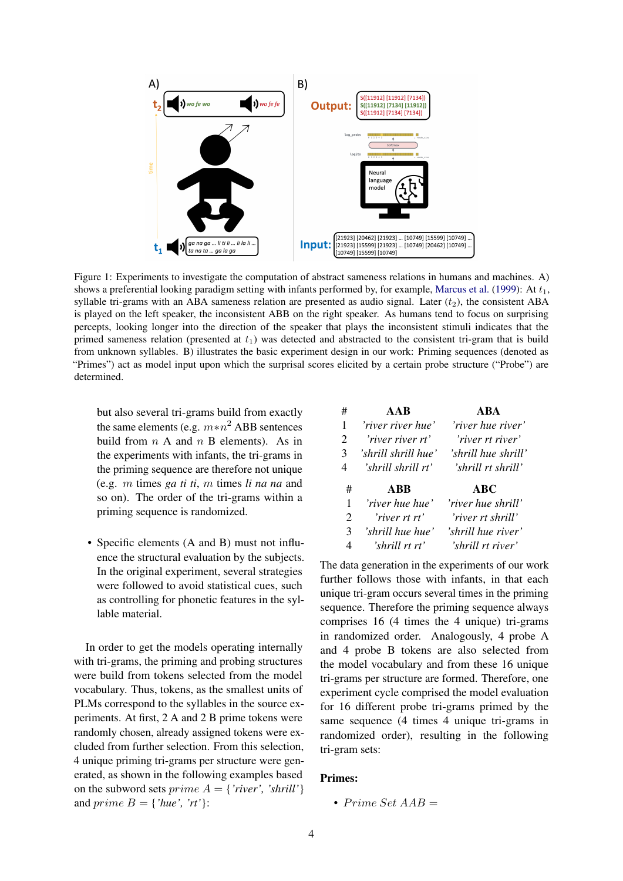Figure 1: Experiments to investigate the computation of abstract sameness relations in humans and machines. A) shows a preferential looking paradigm setting with infants performed by, for example, Marcus et al. (1999): At $t_1$, syllable tri-grams with an ABA sameness relation are presented as audio signal. Later ($t_2$), the consistent ABA is played on the left speaker, the inconsistent ABB on the right speaker. As humans tend to focus on surprising percepts, looking longer into the direction of the speaker that plays the inconsistent stimuli indicates that the primed sameness relation (presented at $t_1$) was detected and abstracted to the consistent tri-gram that is build from unknown syllables. B) illustrates the basic experiment design in our work: Priming sequences (denoted as "Primes") act as model input upon which the surprisal scores elicited by a certain probe structure ("Probe") are determined.

but also several tri-grams build from exactly the same elements (e.g. $m{*}n^2$ ABB sentences build from $n$ A and $n$ B elements). As in the experiments with infants, the tri-grams in the priming sequence are therefore not unique (e.g. $m$ times *ga ti ti*, $m$ times *li na na* and so on). The order of the tri-grams within a priming sequence is randomized.

- Specific elements (A and B) must not influence the structural evaluation by the subjects. In the original experiment, several strategies were followed to avoid statistical cues, such as controlling for phonetic features in the syllable material.

In order to get the models operating internally with tri-grams, the priming and probing structures were build from tokens selected from the model vocabulary. Thus, tokens, as the smallest units of PLMs correspond to the syllables in the source experiments. At first, 2 A and 2 B prime tokens were randomly chosen, already assigned tokens were excluded from further selection. From this selection, 4 unique priming tri-grams per structure were generated, as shown in the following examples based on the subword sets $prime\ A = \{$*'river', 'shrill'*$\}$ and $prime\ B = \{$*'hue', 'rt'*$\}$:

| # | AAB | ABA |
|---|---|---|
| 1 | *'river river hue'* | *'river hue river'* |
| 2 | *'river river rt'* | *'river rt river'* |
| 3 | *'shrill shrill hue'* | *'shrill hue shrill'* |
| 4 | *'shrill shrill rt'* | *'shrill rt shrill'* |

| # | ABB | ABC |
|---|---|---|
| 1 | *'river hue hue'* | *'river hue shrill'* |
| 2 | *'river rt rt'* | *'river rt shrill'* |
| 3 | *'shrill hue hue'* | *'shrill hue river'* |
| 4 | *'shrill rt rt'* | *'shrill rt river'* |

The data generation in the experiments of our work further follows those with infants, in that each unique tri-gram occurs several times in the priming sequence. Therefore the priming sequence always comprises 16 (4 times the 4 unique) tri-grams in randomized order. Analogously, 4 probe A and 4 probe B tokens are also selected from the model vocabulary and from these 16 unique tri-grams per structure are formed. Therefore, one experiment cycle comprised the model evaluation for 16 different probe tri-grams primed by the same sequence (4 times 4 unique tri-grams in randomized order), resulting in the following tri-gram sets:

**Primes:**

- $Prime\ Set\ AAB =$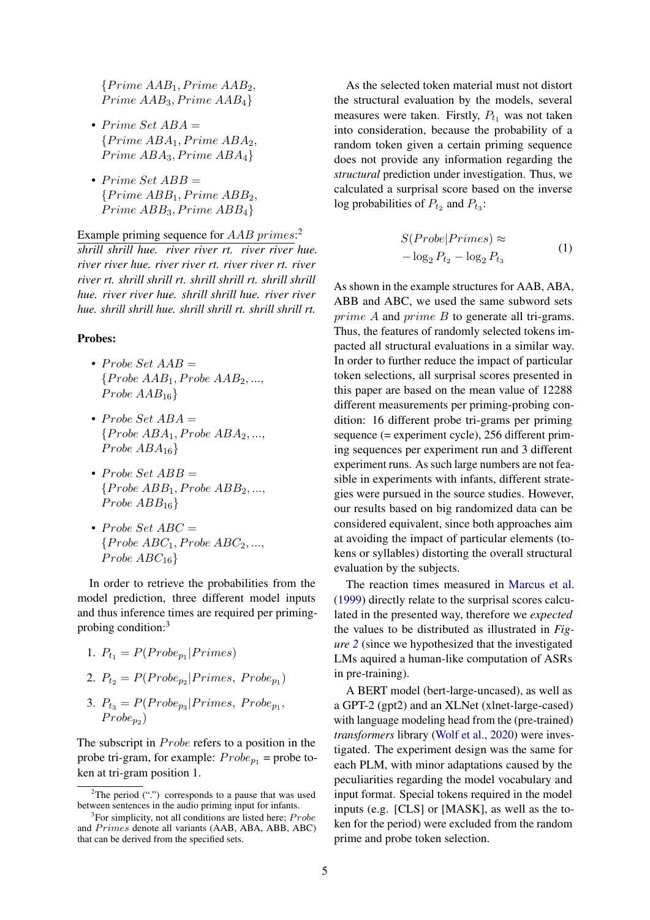$\{Prime\ AAB_1, Prime\ AAB_2, Prime\ AAB_3, Prime\ AAB_4\}$

- $Prime\ Set\ ABA = \{Prime\ ABA_1, Prime\ ABA_2, Prime\ ABA_3, Prime\ ABA_4\}$
- $Prime\ Set\ ABB = \{Prime\ ABB_1, Prime\ ABB_2, Prime\ ABB_3, Prime\ ABB_4\}$

Example priming sequence for $AAB$ *primes*:[2]
*shrill shrill hue. river river rt. river river hue. river river hue. river river rt. river river rt. river river rt. shrill shrill rt. shrill shrill rt. shrill shrill hue. river river hue. shrill shrill hue. river river hue. shrill shrill hue. shrill shrill rt. shrill shrill rt.*

**Probes:**

- $Probe\ Set\ AAB = \{Probe\ AAB_1, Probe\ AAB_2, ..., Probe\ AAB_{16}\}$
- $Probe\ Set\ ABA = \{Probe\ ABA_1, Probe\ ABA_2, ..., Probe\ ABA_{16}\}$
- $Probe\ Set\ ABB = \{Probe\ ABB_1, Probe\ ABB_2, ..., Probe\ ABB_{16}\}$
- $Probe\ Set\ ABC = \{Probe\ ABC_1, Probe\ ABC_2, ..., Probe\ ABC_{16}\}$

In order to retrieve the probabilities from the model prediction, three different model inputs and thus inference times are required per priming-probing condition:[3]

1. $P_{t_1} = P(Probe_{p_1}|Primes)$
2. $P_{t_2} = P(Probe_{p_2}|Primes,\ Probe_{p_1})$
3. $P_{t_3} = P(Probe_{p_3}|Primes,\ Probe_{p_1}, Probe_{p_2})$

The subscript in $Probe$ refers to a position in the probe tri-gram, for example: $Probe_{p_1}$ = probe token at tri-gram position 1.

As the selected token material must not distort the structural evaluation by the models, several measures were taken. Firstly, $P_{t_1}$ was not taken into consideration, because the probability of a random token given a certain priming sequence does not provide any information regarding the *structural* prediction under investigation. Thus, we calculated a surprisal score based on the inverse log probabilities of $P_{t_2}$ and $P_{t_3}$:

$$S(Probe|Primes) \approx -\log_2 P_{t_2} - \log_2 P_{t_3} \tag{1}$$

As shown in the example structures for AAB, ABA, ABB and ABC, we used the same subword sets $prime\ A$ and $prime\ B$ to generate all tri-grams. Thus, the features of randomly selected tokens impacted all structural evaluations in a similar way. In order to further reduce the impact of particular token selections, all surprisal scores presented in this paper are based on the mean value of 12288 different measurements per priming-probing condition: 16 different probe tri-grams per priming sequence (= experiment cycle), 256 different priming sequences per experiment run and 3 different experiment runs. As such large numbers are not feasible in experiments with infants, different strategies were pursued in the source studies. However, our results based on big randomized data can be considered equivalent, since both approaches aim at avoiding the impact of particular elements (tokens or syllables) distorting the overall structural evaluation by the subjects.

The reaction times measured in Marcus et al. (1999) directly relate to the surprisal scores calculated in the presented way, therefore we *expected* the values to be distributed as illustrated in *Figure 2* (since we hypothesized that the investigated LMs aquired a human-like computation of ASRs in pre-training).

A BERT model (bert-large-uncased), as well as a GPT-2 (gpt2) and an XLNet (xlnet-large-cased) with language modeling head from the (pre-trained) *transformers* library (Wolf et al., 2020) were investigated. The experiment design was the same for each PLM, with minor adaptations caused by the peculiarities regarding the model vocabulary and input format. Special tokens required in the model inputs (e.g. [CLS] or [MASK], as well as the token for the period) were excluded from the random prime and probe token selection.

[2] The period (".") corresponds to a pause that was used between sentences in the audio priming input for infants.

[3] For simplicity, not all conditions are listed here; $Probe$ and $Primes$ denote all variants (AAB, ABA, ABB, ABC) that can be derived from the specified sets.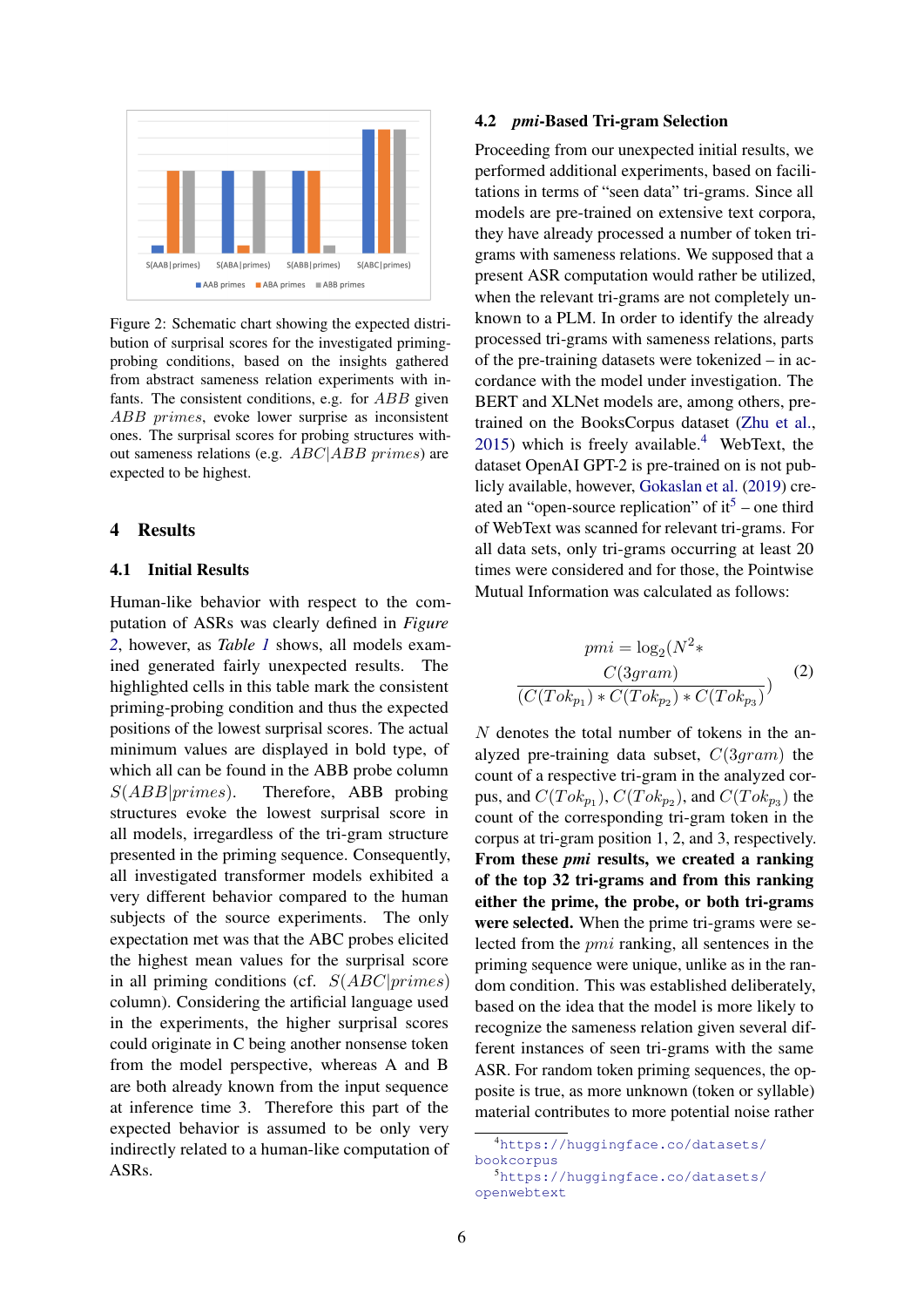Figure 2: Schematic chart showing the expected distribution of surprisal scores for the investigated priming-probing conditions, based on the insights gathered from abstract sameness relation experiments with infants. The consistent conditions, e.g. for $ABB$ given $ABB$ *primes*, evoke lower surprise as inconsistent ones. The surprisal scores for probing structures without sameness relations (e.g. $ABC|ABB$ *primes*) are expected to be highest.

## 4 Results

### 4.1 Initial Results

Human-like behavior with respect to the computation of ASRs was clearly defined in *Figure 2*, however, as *Table 1* shows, all models examined generated fairly unexpected results. The highlighted cells in this table mark the consistent priming-probing condition and thus the expected positions of the lowest surprisal scores. The actual minimum values are displayed in bold type, of which all can be found in the ABB probe column $S(ABB|primes)$. Therefore, ABB probing structures evoke the lowest surprisal score in all models, irregardless of the tri-gram structure presented in the priming sequence. Consequently, all investigated transformer models exhibited a very different behavior compared to the human subjects of the source experiments. The only expectation met was that the ABC probes elicited the highest mean values for the surprisal score in all priming conditions (cf. $S(ABC|primes)$ column). Considering the artificial language used in the experiments, the higher surprisal scores could originate in C being another nonsense token from the model perspective, whereas A and B are both already known from the input sequence at inference time 3. Therefore this part of the expected behavior is assumed to be only very indirectly related to a human-like computation of ASRs.

### 4.2 *pmi*-Based Tri-gram Selection

Proceeding from our unexpected initial results, we performed additional experiments, based on facilitations in terms of "seen data" tri-grams. Since all models are pre-trained on extensive text corpora, they have already processed a number of token tri-grams with sameness relations. We supposed that a present ASR computation would rather be utilized, when the relevant tri-grams are not completely unknown to a PLM. In order to identify the already processed tri-grams with sameness relations, parts of the pre-training datasets were tokenized – in accordance with the model under investigation. The BERT and XLNet models are, among others, pre-trained on the BooksCorpus dataset (Zhu et al., 2015) which is freely available.[4] WebText, the dataset OpenAI GPT-2 is pre-trained on is not publicly available, however, Gokaslan et al. (2019) created an "open-source replication" of it[5] – one third of WebText was scanned for relevant tri-grams. For all data sets, only tri-grams occurring at least 20 times were considered and for those, the Pointwise Mutual Information was calculated as follows:

$$pmi = \log_2(N^2 * \frac{C(3gram)}{(C(Tok_{p_1}) * C(Tok_{p_2}) * C(Tok_{p_3})}) \qquad (2)$$

$N$ denotes the total number of tokens in the analyzed pre-training data subset, $C(3gram)$ the count of a respective tri-gram in the analyzed corpus, and $C(Tok_{p_1})$, $C(Tok_{p_2})$, and $C(Tok_{p_3})$ the count of the corresponding tri-gram token in the corpus at tri-gram position 1, 2, and 3, respectively. **From these *pmi* results, we created a ranking of the top 32 tri-grams and from this ranking either the prime, the probe, or both tri-grams were selected.** When the prime tri-grams were selected from the $pmi$ ranking, all sentences in the priming sequence were unique, unlike as in the random condition. This was established deliberately, based on the idea that the model is more likely to recognize the sameness relation given several different instances of seen tri-grams with the same ASR. For random token priming sequences, the opposite is true, as more unknown (token or syllable) material contributes to more potential noise rather

[4] https://huggingface.co/datasets/bookcorpus

[5] https://huggingface.co/datasets/openwebtext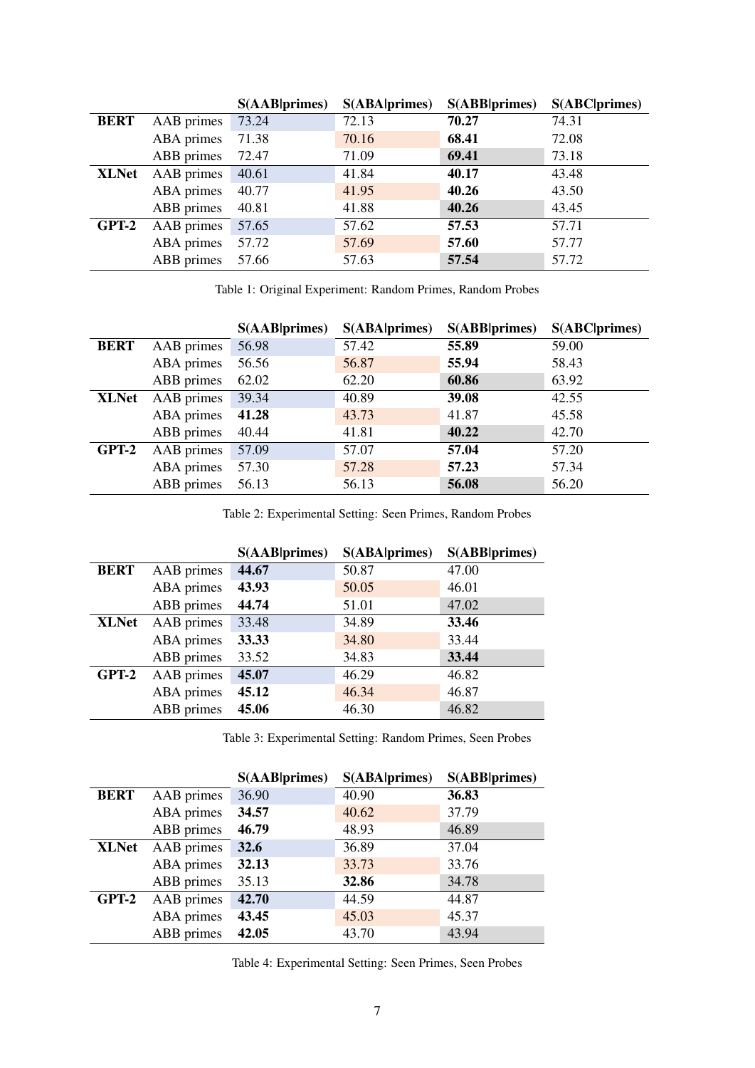| | | S(AAB\|primes) | S(ABA\|primes) | S(ABB\|primes) | S(ABC\|primes) |
|---|---|---|---|---|---|
| **BERT** | AAB primes | 73.24 | 72.13 | **70.27** | 74.31 |
| | ABA primes | 71.38 | 70.16 | **68.41** | 72.08 |
| | ABB primes | 72.47 | 71.09 | **69.41** | 73.18 |
| **XLNet** | AAB primes | 40.61 | 41.84 | **40.17** | 43.48 |
| | ABA primes | 40.77 | 41.95 | **40.26** | 43.50 |
| | ABB primes | 40.81 | 41.88 | **40.26** | 43.45 |
| **GPT-2** | AAB primes | 57.65 | 57.62 | **57.53** | 57.71 |
| | ABA primes | 57.72 | 57.69 | **57.60** | 57.77 |
| | ABB primes | 57.66 | 57.63 | **57.54** | 57.72 |

Table 1: Original Experiment: Random Primes, Random Probes

| | | S(AAB\|primes) | S(ABA\|primes) | S(ABB\|primes) | S(ABC\|primes) |
|---|---|---|---|---|---|
| **BERT** | AAB primes | 56.98 | 57.42 | **55.89** | 59.00 |
| | ABA primes | 56.56 | 56.87 | **55.94** | 58.43 |
| | ABB primes | 62.02 | 62.20 | **60.86** | 63.92 |
| **XLNet** | AAB primes | 39.34 | 40.89 | **39.08** | 42.55 |
| | ABA primes | **41.28** | 43.73 | 41.87 | 45.58 |
| | ABB primes | 40.44 | 41.81 | **40.22** | 42.70 |
| **GPT-2** | AAB primes | 57.09 | 57.07 | **57.04** | 57.20 |
| | ABA primes | 57.30 | 57.28 | **57.23** | 57.34 |
| | ABB primes | 56.13 | 56.13 | **56.08** | 56.20 |

Table 2: Experimental Setting: Seen Primes, Random Probes

| | | S(AAB\|primes) | S(ABA\|primes) | S(ABB\|primes) |
|---|---|---|---|---|
| **BERT** | AAB primes | **44.67** | 50.87 | 47.00 |
| | ABA primes | **43.93** | 50.05 | 46.01 |
| | ABB primes | **44.74** | 51.01 | 47.02 |
| **XLNet** | AAB primes | 33.48 | 34.89 | **33.46** |
| | ABA primes | **33.33** | 34.80 | 33.44 |
| | ABB primes | 33.52 | 34.83 | **33.44** |
| **GPT-2** | AAB primes | **45.07** | 46.29 | 46.82 |
| | ABA primes | **45.12** | 46.34 | 46.87 |
| | ABB primes | **45.06** | 46.30 | 46.82 |

Table 3: Experimental Setting: Random Primes, Seen Probes

| | | S(AAB\|primes) | S(ABA\|primes) | S(ABB\|primes) |
|---|---|---|---|---|
| **BERT** | AAB primes | 36.90 | 40.90 | **36.83** |
| | ABA primes | **34.57** | 40.62 | 37.79 |
| | ABB primes | **46.79** | 48.93 | 46.89 |
| **XLNet** | AAB primes | **32.6** | 36.89 | 37.04 |
| | ABA primes | **32.13** | 33.73 | 33.76 |
| | ABB primes | 35.13 | **32.86** | 34.78 |
| **GPT-2** | AAB primes | **42.70** | 44.59 | 44.87 |
| | ABA primes | **43.45** | 45.03 | 45.37 |
| | ABB primes | **42.05** | 43.70 | 43.94 |

Table 4: Experimental Setting: Seen Primes, Seen Probes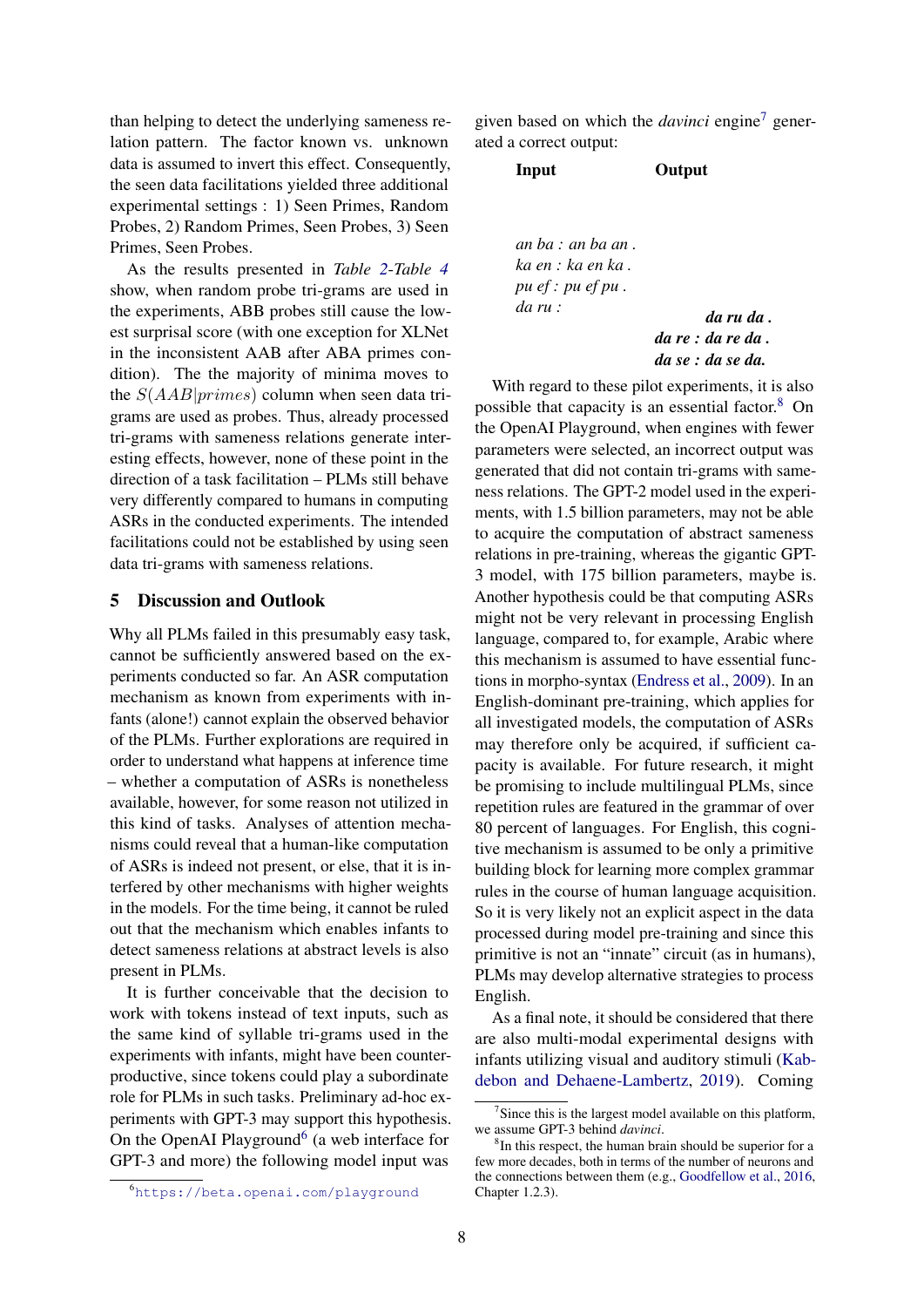than helping to detect the underlying sameness relation pattern. The factor known vs. unknown data is assumed to invert this effect. Consequently, the seen data facilitations yielded three additional experimental settings : 1) Seen Primes, Random Probes, 2) Random Primes, Seen Probes, 3) Seen Primes, Seen Probes.

As the results presented in *Table 2-Table 4* show, when random probe tri-grams are used in the experiments, ABB probes still cause the lowest surprisal score (with one exception for XLNet in the inconsistent AAB after ABA primes condition). The the majority of minima moves to the $S(AAB|primes)$ column when seen data tri-grams are used as probes. Thus, already processed tri-grams with sameness relations generate interesting effects, however, none of these point in the direction of a task facilitation – PLMs still behave very differently compared to humans in computing ASRs in the conducted experiments. The intended facilitations could not be established by using seen data tri-grams with sameness relations.

## 5 Discussion and Outlook

Why all PLMs failed in this presumably easy task, cannot be sufficiently answered based on the experiments conducted so far. An ASR computation mechanism as known from experiments with infants (alone!) cannot explain the observed behavior of the PLMs. Further explorations are required in order to understand what happens at inference time – whether a computation of ASRs is nonetheless available, however, for some reason not utilized in this kind of tasks. Analyses of attention mechanisms could reveal that a human-like computation of ASRs is indeed not present, or else, that it is interfered by other mechanisms with higher weights in the models. For the time being, it cannot be ruled out that the mechanism which enables infants to detect sameness relations at abstract levels is also present in PLMs.

It is further conceivable that the decision to work with tokens instead of text inputs, such as the same kind of syllable tri-grams used in the experiments with infants, might have been counterproductive, since tokens could play a subordinate role for PLMs in such tasks. Preliminary ad-hoc experiments with GPT-3 may support this hypothesis. On the OpenAI Playground[6] (a web interface for GPT-3 and more) the following model input was given based on which the *davinci* engine[7] generated a correct output:

| Input | Output |
|---|---|
| *an ba : an ba an .* | |
| *ka en : ka en ka .* | |
| *pu ef : pu ef pu .* | |
| *da ru :* | ***da ru da .*** |
| | ***da re : da re da .*** |
| | ***da se : da se da.*** |

With regard to these pilot experiments, it is also possible that capacity is an essential factor.[8] On the OpenAI Playground, when engines with fewer parameters were selected, an incorrect output was generated that did not contain tri-grams with sameness relations. The GPT-2 model used in the experiments, with 1.5 billion parameters, may not be able to acquire the computation of abstract sameness relations in pre-training, whereas the gigantic GPT-3 model, with 175 billion parameters, maybe is. Another hypothesis could be that computing ASRs might not be very relevant in processing English language, compared to, for example, Arabic where this mechanism is assumed to have essential functions in morpho-syntax (Endress et al., 2009). In an English-dominant pre-training, which applies for all investigated models, the computation of ASRs may therefore only be acquired, if sufficient capacity is available. For future research, it might be promising to include multilingual PLMs, since repetition rules are featured in the grammar of over 80 percent of languages. For English, this cognitive mechanism is assumed to be only a primitive building block for learning more complex grammar rules in the course of human language acquisition. So it is very likely not an explicit aspect in the data processed during model pre-training and since this primitive is not an "innate" circuit (as in humans), PLMs may develop alternative strategies to process English.

As a final note, it should be considered that there are also multi-modal experimental designs with infants utilizing visual and auditory stimuli (Kabdebon and Dehaene-Lambertz, 2019). Coming

[6] https://beta.openai.com/playground

[7] Since this is the largest model available on this platform, we assume GPT-3 behind *davinci*.

[8] In this respect, the human brain should be superior for a few more decades, both in terms of the number of neurons and the connections between them (e.g., Goodfellow et al., 2016, Chapter 1.2.3).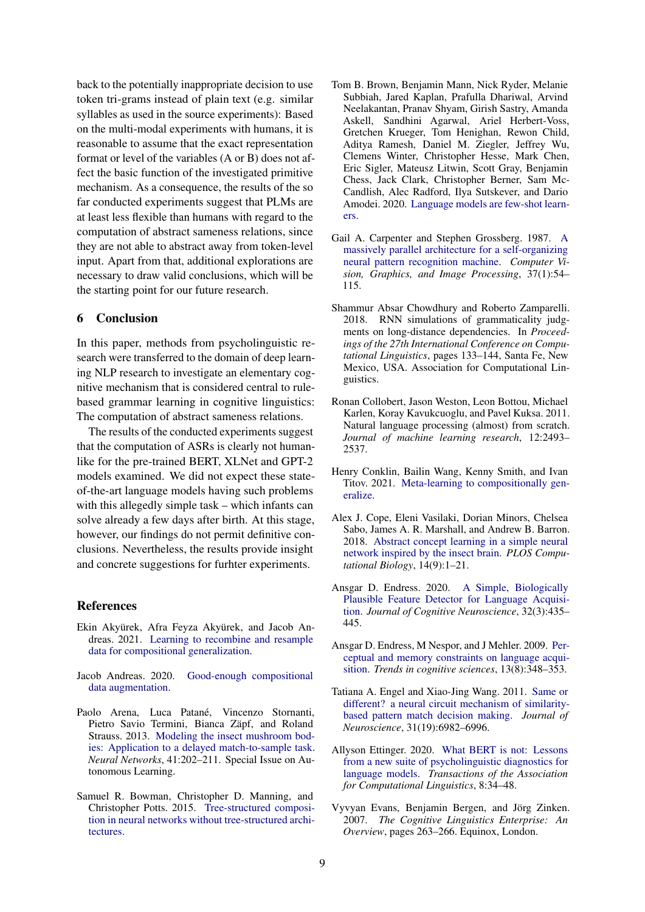back to the potentially inappropriate decision to use token tri-grams instead of plain text (e.g. similar syllables as used in the source experiments): Based on the multi-modal experiments with humans, it is reasonable to assume that the exact representation format or level of the variables (A or B) does not affect the basic function of the investigated primitive mechanism. As a consequence, the results of the so far conducted experiments suggest that PLMs are at least less flexible than humans with regard to the computation of abstract sameness relations, since they are not able to abstract away from token-level input. Apart from that, additional explorations are necessary to draw valid conclusions, which will be the starting point for our future research.

## 6 Conclusion

In this paper, methods from psycholinguistic research were transferred to the domain of deep learning NLP research to investigate an elementary cognitive mechanism that is considered central to rule-based grammar learning in cognitive linguistics: The computation of abstract sameness relations.

The results of the conducted experiments suggest that the computation of ASRs is clearly not human-like for the pre-trained BERT, XLNet and GPT-2 models examined. We did not expect these state-of-the-art language models having such problems with this allegedly simple task – which infants can solve already a few days after birth. At this stage, however, our findings do not permit definitive conclusions. Nevertheless, the results provide insight and concrete suggestions for furhter experiments.

## References

Ekin Akyürek, Afra Feyza Akyürek, and Jacob Andreas. 2021. Learning to recombine and resample data for compositional generalization.

Jacob Andreas. 2020. Good-enough compositional data augmentation.

Paolo Arena, Luca Patané, Vincenzo Stornanti, Pietro Savio Termini, Bianca Zäpf, and Roland Strauss. 2013. Modeling the insect mushroom bodies: Application to a delayed match-to-sample task. *Neural Networks*, 41:202–211. Special Issue on Autonomous Learning.

Samuel R. Bowman, Christopher D. Manning, and Christopher Potts. 2015. Tree-structured composition in neural networks without tree-structured architectures.

Tom B. Brown, Benjamin Mann, Nick Ryder, Melanie Subbiah, Jared Kaplan, Prafulla Dhariwal, Arvind Neelakantan, Pranav Shyam, Girish Sastry, Amanda Askell, Sandhini Agarwal, Ariel Herbert-Voss, Gretchen Krueger, Tom Henighan, Rewon Child, Aditya Ramesh, Daniel M. Ziegler, Jeffrey Wu, Clemens Winter, Christopher Hesse, Mark Chen, Eric Sigler, Mateusz Litwin, Scott Gray, Benjamin Chess, Jack Clark, Christopher Berner, Sam McCandlish, Alec Radford, Ilya Sutskever, and Dario Amodei. 2020. Language models are few-shot learners.

Gail A. Carpenter and Stephen Grossberg. 1987. A massively parallel architecture for a self-organizing neural pattern recognition machine. *Computer Vision, Graphics, and Image Processing*, 37(1):54–115.

Shammur Absar Chowdhury and Roberto Zamparelli. 2018. RNN simulations of grammaticality judgments on long-distance dependencies. In *Proceedings of the 27th International Conference on Computational Linguistics*, pages 133–144, Santa Fe, New Mexico, USA. Association for Computational Linguistics.

Ronan Collobert, Jason Weston, Leon Bottou, Michael Karlen, Koray Kavukcuoglu, and Pavel Kuksa. 2011. Natural language processing (almost) from scratch. *Journal of machine learning research*, 12:2493–2537.

Henry Conklin, Bailin Wang, Kenny Smith, and Ivan Titov. 2021. Meta-learning to compositionally generalize.

Alex J. Cope, Eleni Vasilaki, Dorian Minors, Chelsea Sabo, James A. R. Marshall, and Andrew B. Barron. 2018. Abstract concept learning in a simple neural network inspired by the insect brain. *PLOS Computational Biology*, 14(9):1–21.

Ansgar D. Endress. 2020. A Simple, Biologically Plausible Feature Detector for Language Acquisition. *Journal of Cognitive Neuroscience*, 32(3):435–445.

Ansgar D. Endress, M Nespor, and J Mehler. 2009. Perceptual and memory constraints on language acquisition. *Trends in cognitive sciences*, 13(8):348–353.

Tatiana A. Engel and Xiao-Jing Wang. 2011. Same or different? a neural circuit mechanism of similarity-based pattern match decision making. *Journal of Neuroscience*, 31(19):6982–6996.

Allyson Ettinger. 2020. What BERT is not: Lessons from a new suite of psycholinguistic diagnostics for language models. *Transactions of the Association for Computational Linguistics*, 8:34–48.

Vyvyan Evans, Benjamin Bergen, and Jörg Zinken. 2007. *The Cognitive Linguistics Enterprise: An Overview*, pages 263–266. Equinox, London.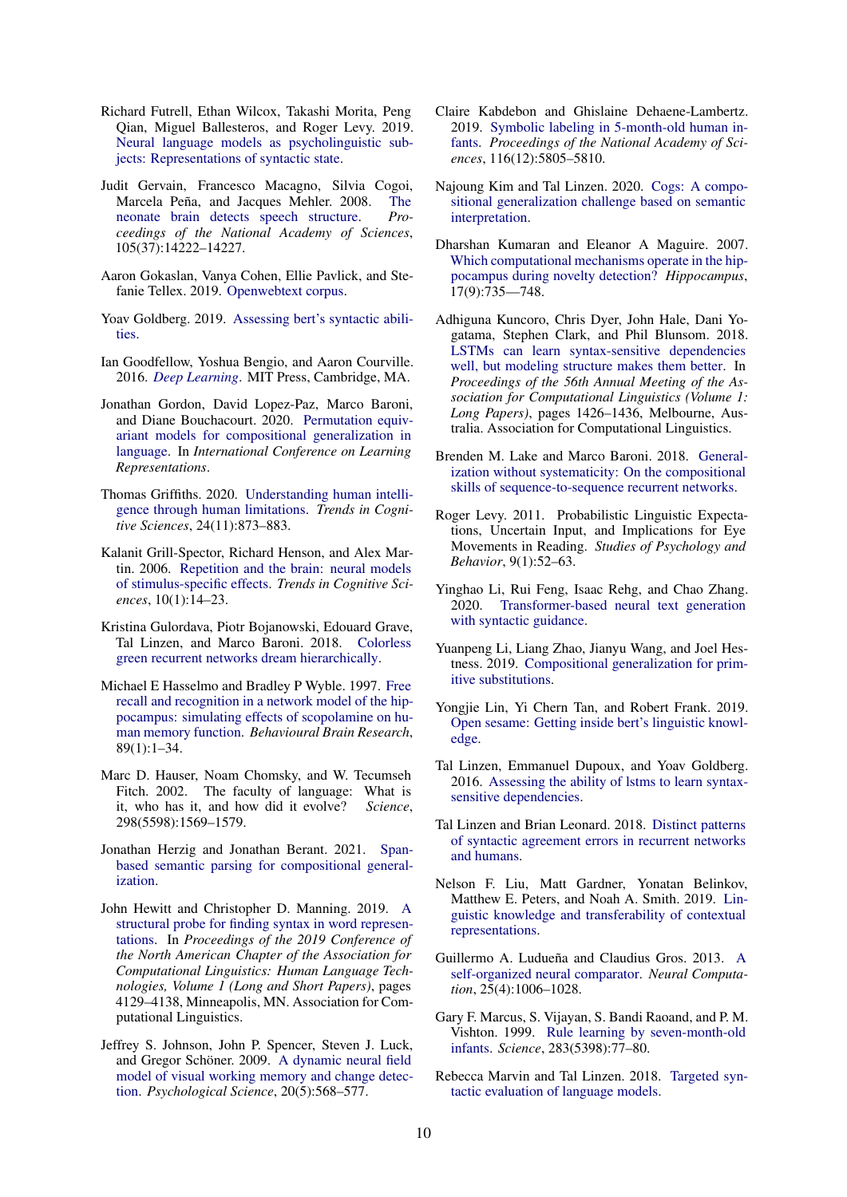Richard Futrell, Ethan Wilcox, Takashi Morita, Peng Qian, Miguel Ballesteros, and Roger Levy. 2019. Neural language models as psycholinguistic subjects: Representations of syntactic state.

Judit Gervain, Francesco Macagno, Silvia Cogoi, Marcela Peña, and Jacques Mehler. 2008. The neonate brain detects speech structure. *Proceedings of the National Academy of Sciences*, 105(37):14222–14227.

Aaron Gokaslan, Vanya Cohen, Ellie Pavlick, and Stefanie Tellex. 2019. Openwebtext corpus.

Yoav Goldberg. 2019. Assessing bert's syntactic abilities.

Ian Goodfellow, Yoshua Bengio, and Aaron Courville. 2016. *Deep Learning*. MIT Press, Cambridge, MA.

Jonathan Gordon, David Lopez-Paz, Marco Baroni, and Diane Bouchacourt. 2020. Permutation equivariant models for compositional generalization in language. In *International Conference on Learning Representations*.

Thomas Griffiths. 2020. Understanding human intelligence through human limitations. *Trends in Cognitive Sciences*, 24(11):873–883.

Kalanit Grill-Spector, Richard Henson, and Alex Martin. 2006. Repetition and the brain: neural models of stimulus-specific effects. *Trends in Cognitive Sciences*, 10(1):14–23.

Kristina Gulordava, Piotr Bojanowski, Edouard Grave, Tal Linzen, and Marco Baroni. 2018. Colorless green recurrent networks dream hierarchically.

Michael E Hasselmo and Bradley P Wyble. 1997. Free recall and recognition in a network model of the hippocampus: simulating effects of scopolamine on human memory function. *Behavioural Brain Research*, 89(1):1–34.

Marc D. Hauser, Noam Chomsky, and W. Tecumseh Fitch. 2002. The faculty of language: What is it, who has it, and how did it evolve? *Science*, 298(5598):1569–1579.

Jonathan Herzig and Jonathan Berant. 2021. Span-based semantic parsing for compositional generalization.

John Hewitt and Christopher D. Manning. 2019. A structural probe for finding syntax in word representations. In *Proceedings of the 2019 Conference of the North American Chapter of the Association for Computational Linguistics: Human Language Technologies, Volume 1 (Long and Short Papers)*, pages 4129–4138, Minneapolis, MN. Association for Computational Linguistics.

Jeffrey S. Johnson, John P. Spencer, Steven J. Luck, and Gregor Schöner. 2009. A dynamic neural field model of visual working memory and change detection. *Psychological Science*, 20(5):568–577.

Claire Kabdebon and Ghislaine Dehaene-Lambertz. 2019. Symbolic labeling in 5-month-old human infants. *Proceedings of the National Academy of Sciences*, 116(12):5805–5810.

Najoung Kim and Tal Linzen. 2020. Cogs: A compositional generalization challenge based on semantic interpretation.

Dharshan Kumaran and Eleanor A Maguire. 2007. Which computational mechanisms operate in the hippocampus during novelty detection? *Hippocampus*, 17(9):735—748.

Adhiguna Kuncoro, Chris Dyer, John Hale, Dani Yogatama, Stephen Clark, and Phil Blunsom. 2018. LSTMs can learn syntax-sensitive dependencies well, but modeling structure makes them better. In *Proceedings of the 56th Annual Meeting of the Association for Computational Linguistics (Volume 1: Long Papers)*, pages 1426–1436, Melbourne, Australia. Association for Computational Linguistics.

Brenden M. Lake and Marco Baroni. 2018. Generalization without systematicity: On the compositional skills of sequence-to-sequence recurrent networks.

Roger Levy. 2011. Probabilistic Linguistic Expectations, Uncertain Input, and Implications for Eye Movements in Reading. *Studies of Psychology and Behavior*, 9(1):52–63.

Yinghao Li, Rui Feng, Isaac Rehg, and Chao Zhang. 2020. Transformer-based neural text generation with syntactic guidance.

Yuanpeng Li, Liang Zhao, Jianyu Wang, and Joel Hestness. 2019. Compositional generalization for primitive substitutions.

Yongjie Lin, Yi Chern Tan, and Robert Frank. 2019. Open sesame: Getting inside bert's linguistic knowledge.

Tal Linzen, Emmanuel Dupoux, and Yoav Goldberg. 2016. Assessing the ability of lstms to learn syntax-sensitive dependencies.

Tal Linzen and Brian Leonard. 2018. Distinct patterns of syntactic agreement errors in recurrent networks and humans.

Nelson F. Liu, Matt Gardner, Yonatan Belinkov, Matthew E. Peters, and Noah A. Smith. 2019. Linguistic knowledge and transferability of contextual representations.

Guillermo A. Ludueña and Claudius Gros. 2013. A self-organized neural comparator. *Neural Computation*, 25(4):1006–1028.

Gary F. Marcus, S. Vijayan, S. Bandi Raoand, and P. M. Vishton. 1999. Rule learning by seven-month-old infants. *Science*, 283(5398):77–80.

Rebecca Marvin and Tal Linzen. 2018. Targeted syntactic evaluation of language models.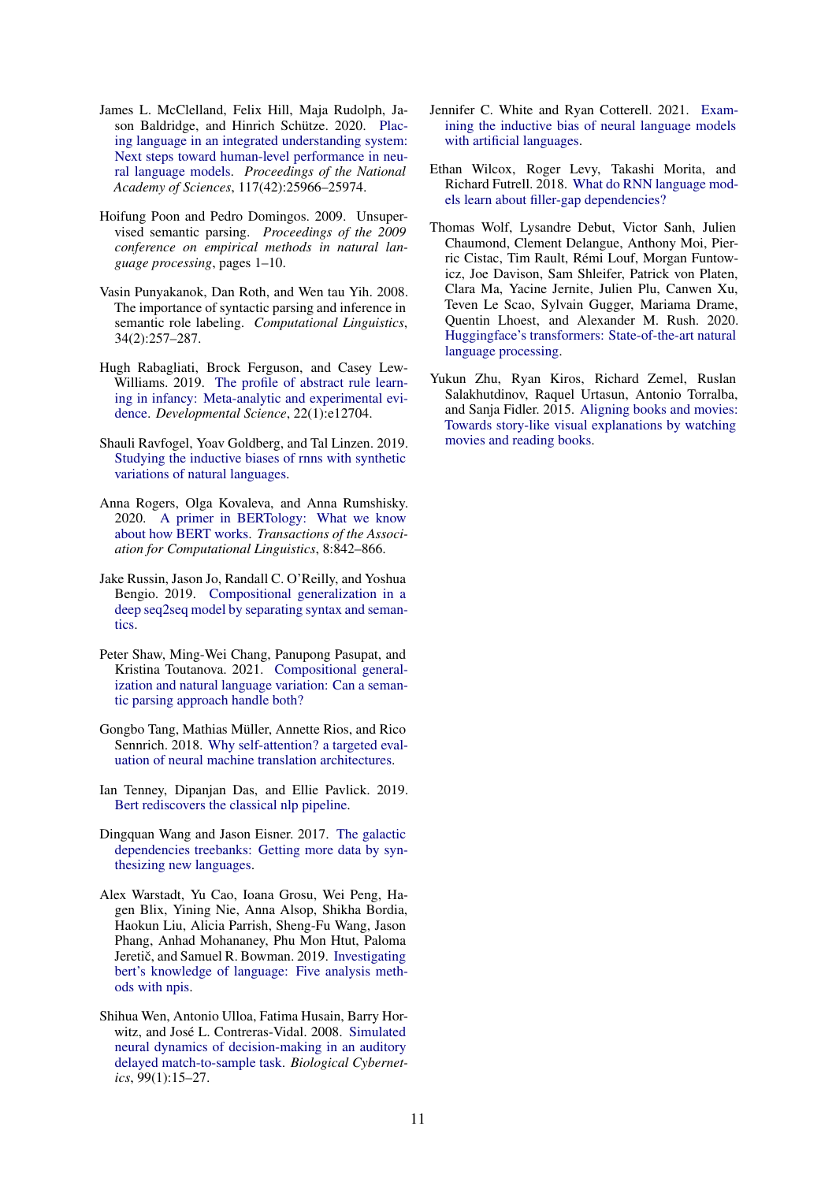James L. McClelland, Felix Hill, Maja Rudolph, Jason Baldridge, and Hinrich Schütze. 2020. Placing language in an integrated understanding system: Next steps toward human-level performance in neural language models. *Proceedings of the National Academy of Sciences*, 117(42):25966–25974.

Hoifung Poon and Pedro Domingos. 2009. Unsupervised semantic parsing. *Proceedings of the 2009 conference on empirical methods in natural language processing*, pages 1–10.

Vasin Punyakanok, Dan Roth, and Wen tau Yih. 2008. The importance of syntactic parsing and inference in semantic role labeling. *Computational Linguistics*, 34(2):257–287.

Hugh Rabagliati, Brock Ferguson, and Casey Lew-Williams. 2019. The profile of abstract rule learning in infancy: Meta-analytic and experimental evidence. *Developmental Science*, 22(1):e12704.

Shauli Ravfogel, Yoav Goldberg, and Tal Linzen. 2019. Studying the inductive biases of rnns with synthetic variations of natural languages.

Anna Rogers, Olga Kovaleva, and Anna Rumshisky. 2020. A primer in BERTology: What we know about how BERT works. *Transactions of the Association for Computational Linguistics*, 8:842–866.

Jake Russin, Jason Jo, Randall C. O'Reilly, and Yoshua Bengio. 2019. Compositional generalization in a deep seq2seq model by separating syntax and semantics.

Peter Shaw, Ming-Wei Chang, Panupong Pasupat, and Kristina Toutanova. 2021. Compositional generalization and natural language variation: Can a semantic parsing approach handle both?

Gongbo Tang, Mathias Müller, Annette Rios, and Rico Sennrich. 2018. Why self-attention? a targeted evaluation of neural machine translation architectures.

Ian Tenney, Dipanjan Das, and Ellie Pavlick. 2019. Bert rediscovers the classical nlp pipeline.

Dingquan Wang and Jason Eisner. 2017. The galactic dependencies treebanks: Getting more data by synthesizing new languages.

Alex Warstadt, Yu Cao, Ioana Grosu, Wei Peng, Hagen Blix, Yining Nie, Anna Alsop, Shikha Bordia, Haokun Liu, Alicia Parrish, Sheng-Fu Wang, Jason Phang, Anhad Mohananey, Phu Mon Htut, Paloma Jeretič, and Samuel R. Bowman. 2019. Investigating bert's knowledge of language: Five analysis methods with npis.

Shihua Wen, Antonio Ulloa, Fatima Husain, Barry Horwitz, and José L. Contreras-Vidal. 2008. Simulated neural dynamics of decision-making in an auditory delayed match-to-sample task. *Biological Cybernetics*, 99(1):15–27.

Jennifer C. White and Ryan Cotterell. 2021. Examining the inductive bias of neural language models with artificial languages.

Ethan Wilcox, Roger Levy, Takashi Morita, and Richard Futrell. 2018. What do RNN language models learn about filler-gap dependencies?

Thomas Wolf, Lysandre Debut, Victor Sanh, Julien Chaumond, Clement Delangue, Anthony Moi, Pierric Cistac, Tim Rault, Rémi Louf, Morgan Funtowicz, Joe Davison, Sam Shleifer, Patrick von Platen, Clara Ma, Yacine Jernite, Julien Plu, Canwen Xu, Teven Le Scao, Sylvain Gugger, Mariama Drame, Quentin Lhoest, and Alexander M. Rush. 2020. Huggingface's transformers: State-of-the-art natural language processing.

Yukun Zhu, Ryan Kiros, Richard Zemel, Ruslan Salakhutdinov, Raquel Urtasun, Antonio Torralba, and Sanja Fidler. 2015. Aligning books and movies: Towards story-like visual explanations by watching movies and reading books.